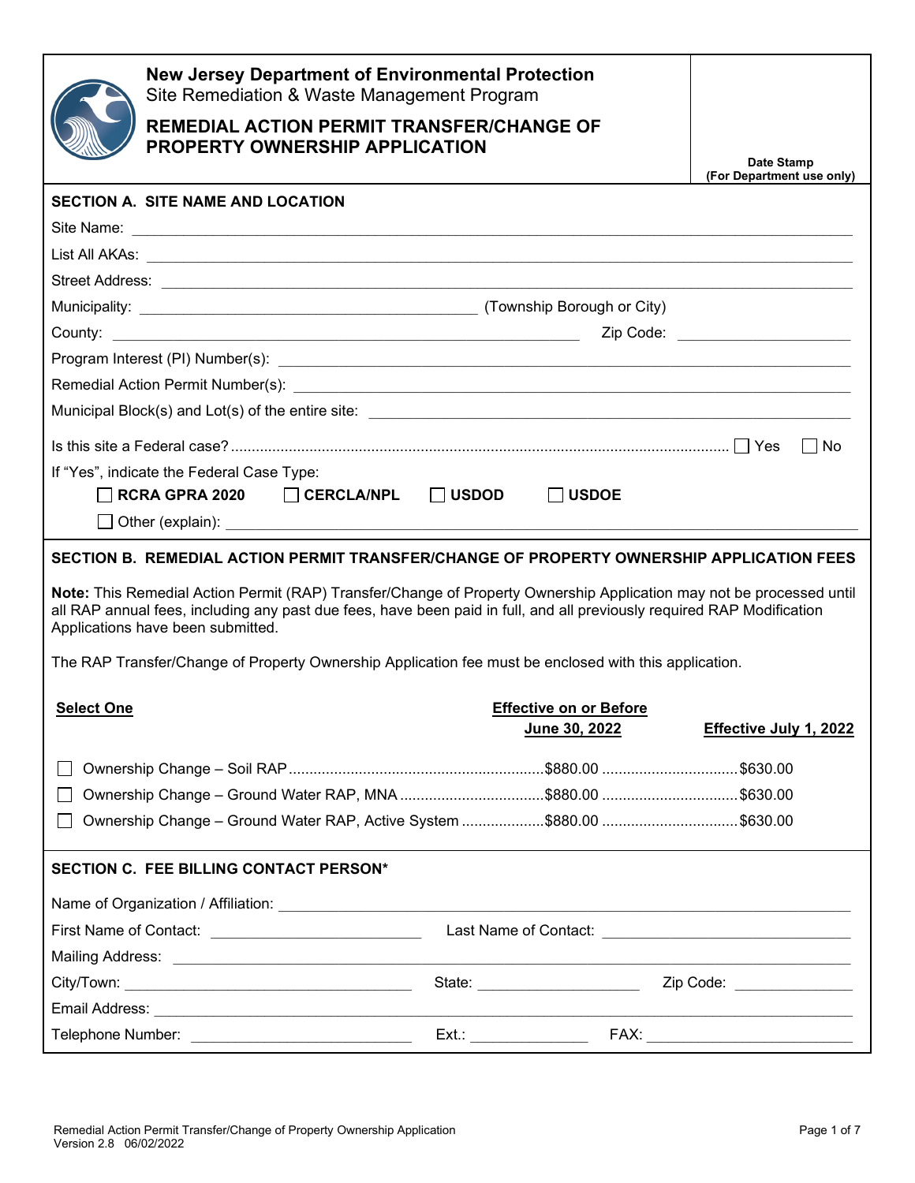# New Jersey Department of Environmental Protection

Site Remediation & Waste Management Program

## REMEDIAL ACTION PERMIT TRANSFER/CHANGE OF PROPERTY OWNERSHIP APPLICATION

**Date Stamp (For Department use only)**

### SECTION A. SITE NAME AND LOCATION

Site Name: ______________________________

List All AKAs: ______________________________

Street Address: ______________________________

Municipality: ______________________________ (Township Borough or City)

County: ______________________________ Zip Code: ______________

Program Interest (PI) Number(s): ______________________________

Remedial Action Permit Number(s): ______________________________

Municipal Block(s) and Lot(s) of the entire site: ______________________________

Is this site a Federal case? ........................................ ☐ Yes ☐ No

If "Yes", indicate the Federal Case Type:

☐ **RCRA GPRA 2020** ☐ **CERCLA/NPL** ☐ **USDOD** ☐ **USDOE**

☐ Other (explain): ______________________________

### SECTION B. REMEDIAL ACTION PERMIT TRANSFER/CHANGE OF PROPERTY OWNERSHIP APPLICATION FEES

**Note:** This Remedial Action Permit (RAP) Transfer/Change of Property Ownership Application may not be processed until all RAP annual fees, including any past due fees, have been paid in full, and all previously required RAP Modification Applications have been submitted.

The RAP Transfer/Change of Property Ownership Application fee must be enclosed with this application.

| **Select One** | **Effective on or Before June 30, 2022** | **Effective July 1, 2022** |
|---|---|---|
| ☐ Ownership Change – Soil RAP | $880.00 | $630.00 |
| ☐ Ownership Change – Ground Water RAP, MNA | $880.00 | $630.00 |
| ☐ Ownership Change – Ground Water RAP, Active System | $880.00 | $630.00 |

### SECTION C. FEE BILLING CONTACT PERSON*

Name of Organization / Affiliation: ______________________________

First Name of Contact: ______________ Last Name of Contact: ______________

Mailing Address: ______________________________

City/Town: ______________ State: ______________ Zip Code: ______________

Email Address: ______________________________

Telephone Number: ______________ Ext.: ______________ FAX: ______________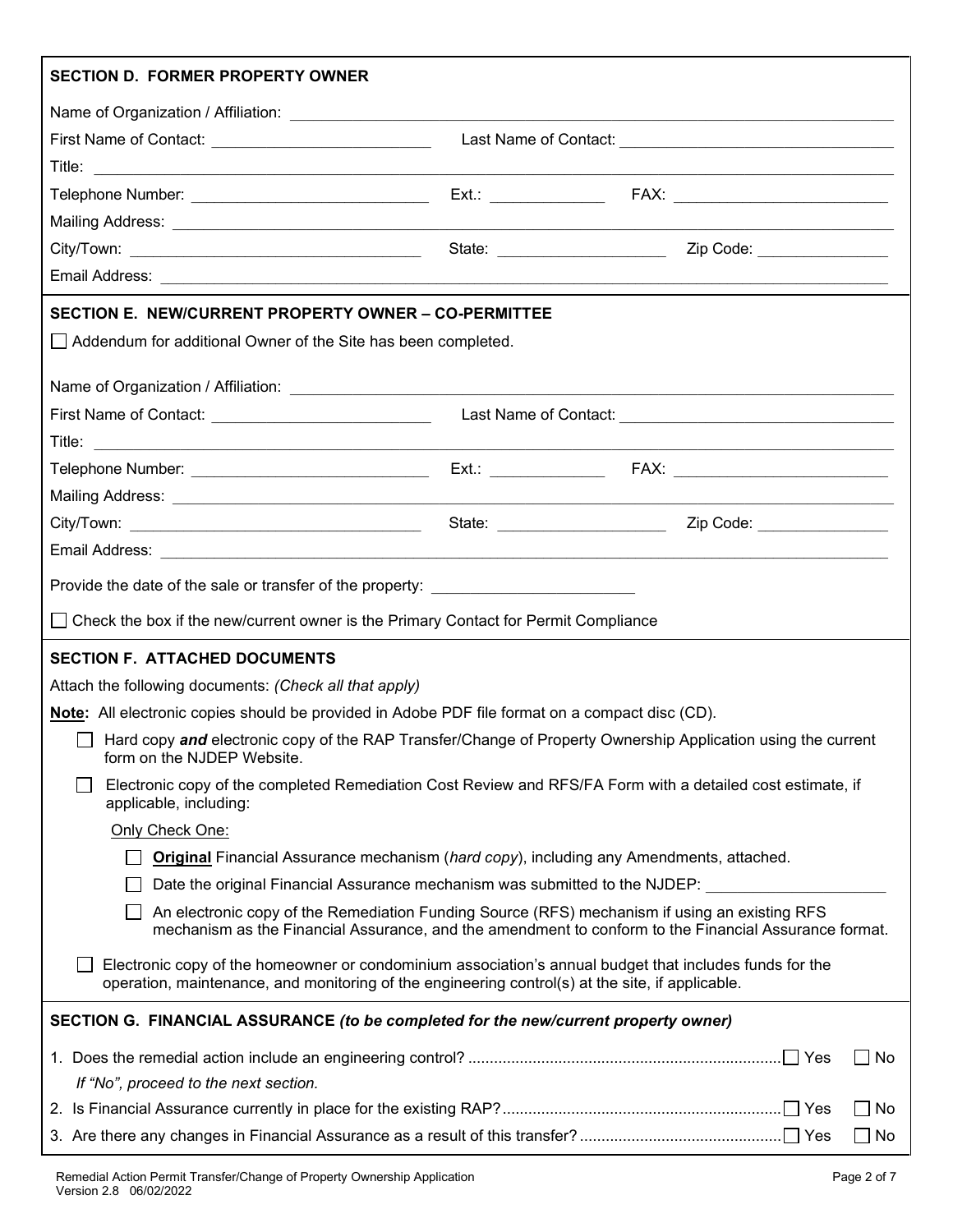## SECTION D. FORMER PROPERTY OWNER

Name of Organization / Affiliation: ______________________________

First Name of Contact: ______________________ Last Name of Contact: ______________________

Title: ______________________________

Telephone Number: ______________________ Ext.: __________ FAX: ______________________

Mailing Address: ______________________________

City/Town: ______________________ State: ______________ Zip Code: ______________

Email Address: ______________________________

## SECTION E. NEW/CURRENT PROPERTY OWNER – CO-PERMITTEE

☐ Addendum for additional Owner of the Site has been completed.

Name of Organization / Affiliation: ______________________________

First Name of Contact: ______________________ Last Name of Contact: ______________________

Title: ______________________________

Telephone Number: ______________________ Ext.: __________ FAX: ______________________

Mailing Address: ______________________________

City/Town: ______________________ State: ______________ Zip Code: ______________

Email Address: ______________________________

Provide the date of the sale or transfer of the property: ______________________

☐ Check the box if the new/current owner is the Primary Contact for Permit Compliance

## SECTION F. ATTACHED DOCUMENTS

Attach the following documents: *(Check all that apply)*

**Note:** All electronic copies should be provided in Adobe PDF file format on a compact disc (CD).

- ☐ Hard copy ***and*** electronic copy of the RAP Transfer/Change of Property Ownership Application using the current form on the NJDEP Website.
- ☐ Electronic copy of the completed Remediation Cost Review and RFS/FA Form with a detailed cost estimate, if applicable, including:

  Only Check One:

  - ☐ **Original** Financial Assurance mechanism (*hard copy*), including any Amendments, attached.
  - ☐ Date the original Financial Assurance mechanism was submitted to the NJDEP: ______________________
  - ☐ An electronic copy of the Remediation Funding Source (RFS) mechanism if using an existing RFS mechanism as the Financial Assurance, and the amendment to conform to the Financial Assurance format.
- ☐ Electronic copy of the homeowner or condominium association's annual budget that includes funds for the operation, maintenance, and monitoring of the engineering control(s) at the site, if applicable.

## SECTION G. FINANCIAL ASSURANCE *(to be completed for the new/current property owner)*

1. Does the remedial action include an engineering control? .......... ☐ Yes ☐ No

   *If "No", proceed to the next section.*
2. Is Financial Assurance currently in place for the existing RAP? .......... ☐ Yes ☐ No
3. Are there any changes in Financial Assurance as a result of this transfer? .......... ☐ Yes ☐ No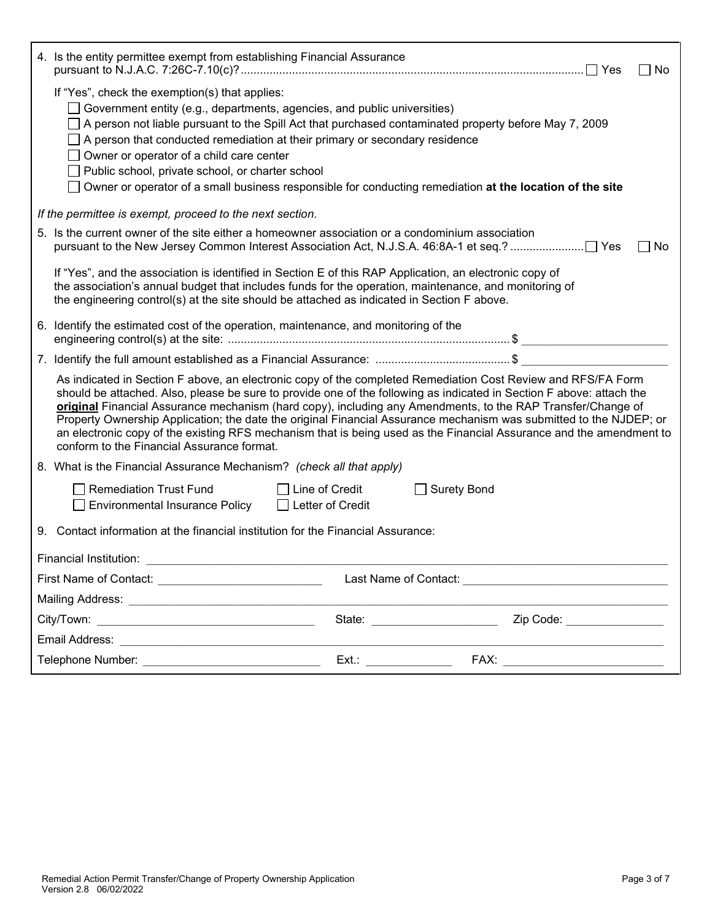4. Is the entity permittee exempt from establishing Financial Assurance pursuant to N.J.A.C. 7:26C-7.10(c)? ☐ Yes ☐ No

   If "Yes", check the exemption(s) that applies:

   ☐ Government entity (e.g., departments, agencies, and public universities)
   ☐ A person not liable pursuant to the Spill Act that purchased contaminated property before May 7, 2009
   ☐ A person that conducted remediation at their primary or secondary residence
   ☐ Owner or operator of a child care center
   ☐ Public school, private school, or charter school
   ☐ Owner or operator of a small business responsible for conducting remediation **at the location of the site**

*If the permittee is exempt, proceed to the next section.*

5. Is the current owner of the site either a homeowner association or a condominium association pursuant to the New Jersey Common Interest Association Act, N.J.S.A. 46:8A-1 et seq.? ☐ Yes ☐ No

   If "Yes", and the association is identified in Section E of this RAP Application, an electronic copy of the association's annual budget that includes funds for the operation, maintenance, and monitoring of the engineering control(s) at the site should be attached as indicated in Section F above.

6. Identify the estimated cost of the operation, maintenance, and monitoring of the engineering control(s) at the site: $ ______________________

7. Identify the full amount established as a Financial Assurance: $ ______________________

   As indicated in Section F above, an electronic copy of the completed Remediation Cost Review and RFS/FA Form should be attached. Also, please be sure to provide one of the following as indicated in Section F above: attach the **original** Financial Assurance mechanism (hard copy), including any Amendments, to the RAP Transfer/Change of Property Ownership Application; the date the original Financial Assurance mechanism was submitted to the NJDEP; or an electronic copy of the existing RFS mechanism that is being used as the Financial Assurance and the amendment to conform to the Financial Assurance format.

8. What is the Financial Assurance Mechanism? *(check all that apply)*

   ☐ Remediation Trust Fund ☐ Line of Credit ☐ Surety Bond
   ☐ Environmental Insurance Policy ☐ Letter of Credit

9. Contact information at the financial institution for the Financial Assurance:

Financial Institution: ______________________________________________

First Name of Contact: ______________________ Last Name of Contact: ______________________

Mailing Address: ______________________________________________

City/Town: ______________________ State: ______________ Zip Code: ______________

Email Address: ______________________________________________

Telephone Number: ______________________ Ext.: __________ FAX: ______________________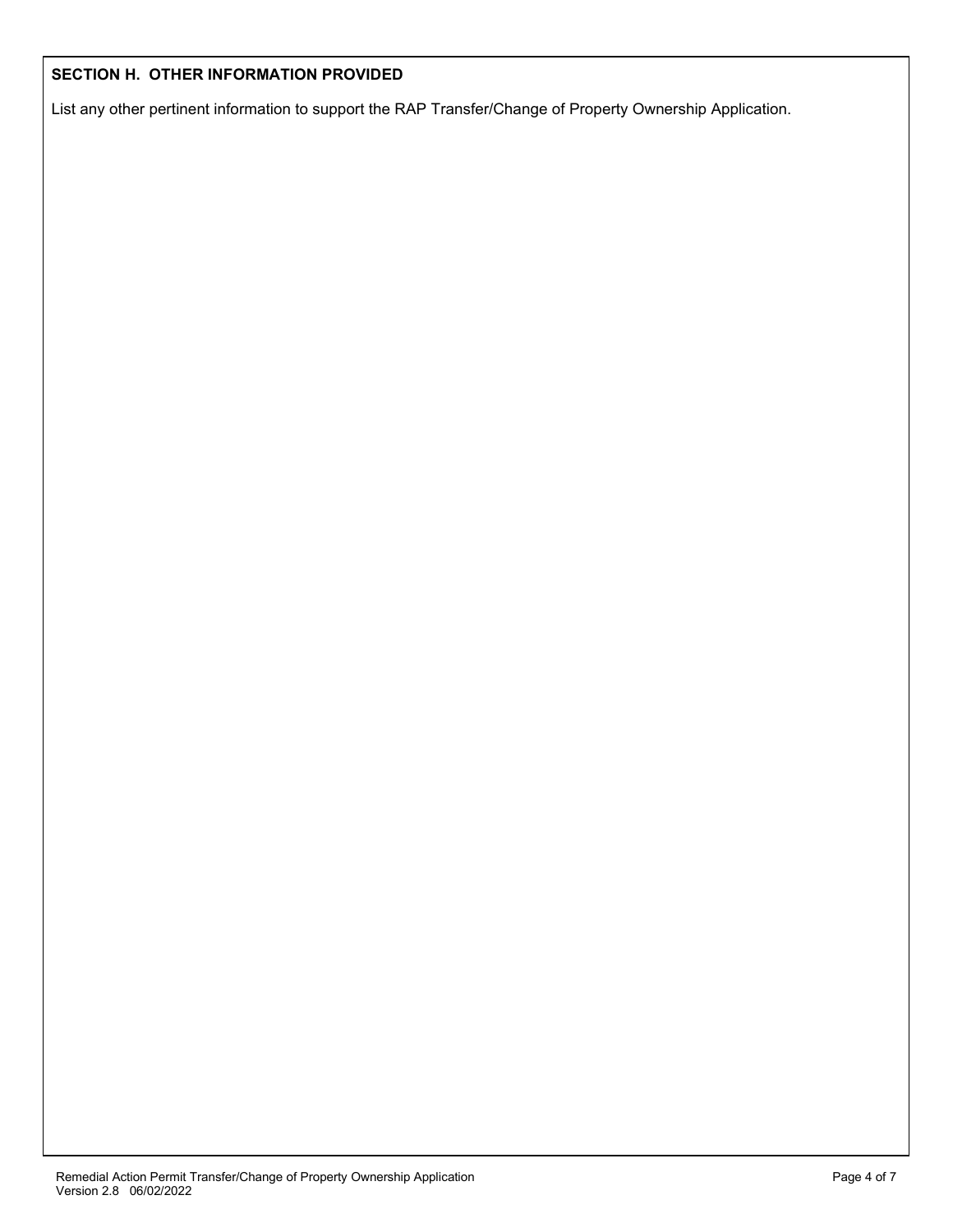## SECTION H. OTHER INFORMATION PROVIDED

List any other pertinent information to support the RAP Transfer/Change of Property Ownership Application.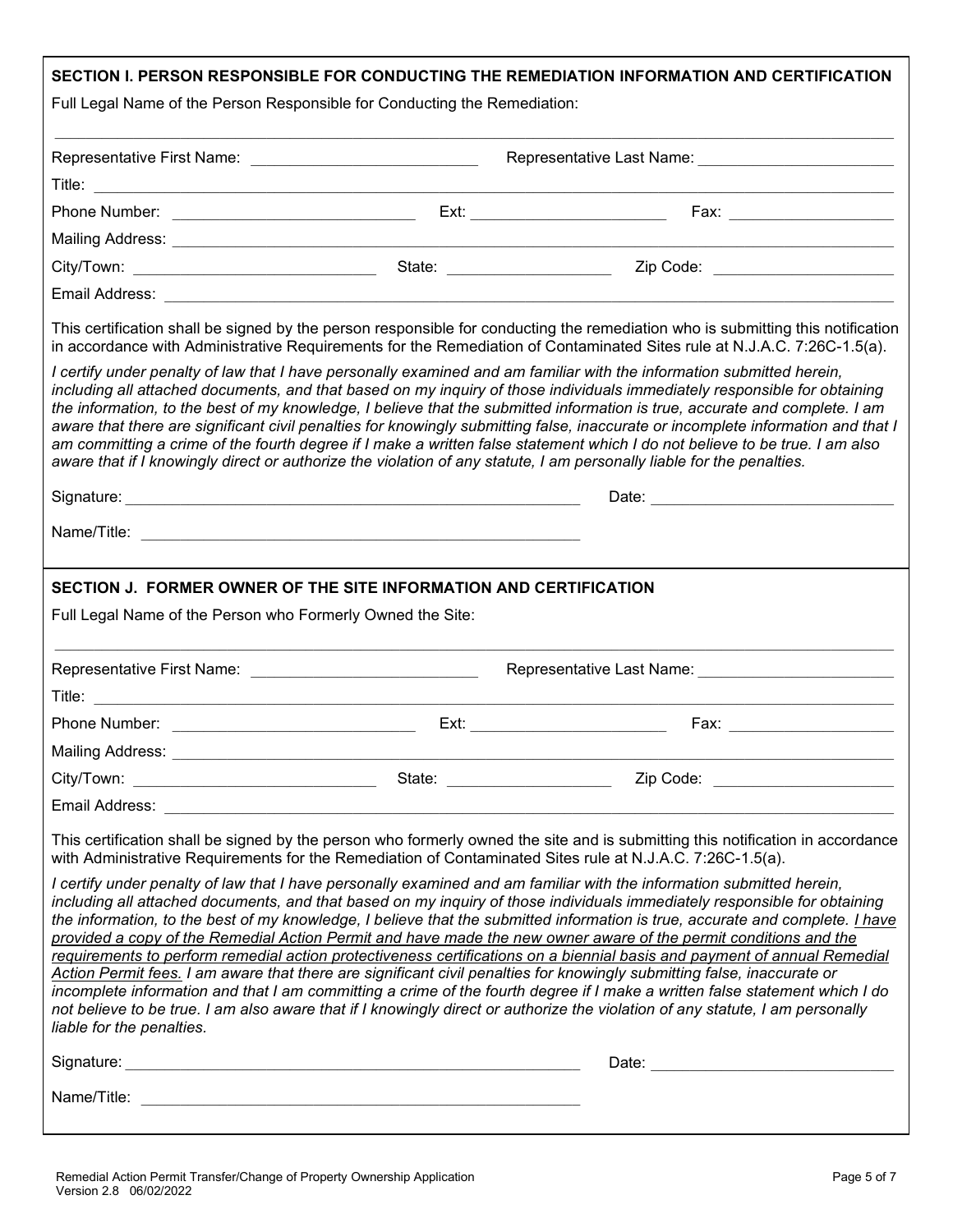## SECTION I. PERSON RESPONSIBLE FOR CONDUCTING THE REMEDIATION INFORMATION AND CERTIFICATION

Full Legal Name of the Person Responsible for Conducting the Remediation:

______________________________________________________________________________

Representative First Name: ______________________ Representative Last Name: ______________________

Title: ______________________________________________________________________________

Phone Number: ______________________ Ext: ______________________ Fax: ______________________

Mailing Address: ______________________________________________________________________________

City/Town: ______________________ State: ______________________ Zip Code: ______________________

Email Address: ______________________________________________________________________________

This certification shall be signed by the person responsible for conducting the remediation who is submitting this notification in accordance with Administrative Requirements for the Remediation of Contaminated Sites rule at N.J.A.C. 7:26C-1.5(a).

*I certify under penalty of law that I have personally examined and am familiar with the information submitted herein, including all attached documents, and that based on my inquiry of those individuals immediately responsible for obtaining the information, to the best of my knowledge, I believe that the submitted information is true, accurate and complete. I am aware that there are significant civil penalties for knowingly submitting false, inaccurate or incomplete information and that I am committing a crime of the fourth degree if I make a written false statement which I do not believe to be true. I am also aware that if I knowingly direct or authorize the violation of any statute, I am personally liable for the penalties.*

Signature: ______________________________________________ Date: ______________________

Name/Title: ______________________________________________

## SECTION J. FORMER OWNER OF THE SITE INFORMATION AND CERTIFICATION

Full Legal Name of the Person who Formerly Owned the Site:

______________________________________________________________________________

Representative First Name: ______________________ Representative Last Name: ______________________

Title: ______________________________________________________________________________

Phone Number: ______________________ Ext: ______________________ Fax: ______________________

Mailing Address: ______________________________________________________________________________

City/Town: ______________________ State: ______________________ Zip Code: ______________________

Email Address: ______________________________________________________________________________

This certification shall be signed by the person who formerly owned the site and is submitting this notification in accordance with Administrative Requirements for the Remediation of Contaminated Sites rule at N.J.A.C. 7:26C-1.5(a).

*I certify under penalty of law that I have personally examined and am familiar with the information submitted herein, including all attached documents, and that based on my inquiry of those individuals immediately responsible for obtaining the information, to the best of my knowledge, I believe that the submitted information is true, accurate and complete. <u>I have provided a copy of the Remedial Action Permit and have made the new owner aware of the permit conditions and the requirements to perform remedial action protectiveness certifications on a biennial basis and payment of annual Remedial Action Permit fees.</u> I am aware that there are significant civil penalties for knowingly submitting false, inaccurate or incomplete information and that I am committing a crime of the fourth degree if I make a written false statement which I do not believe to be true. I am also aware that if I knowingly direct or authorize the violation of any statute, I am personally liable for the penalties.*

Signature: ______________________________________________ Date: ______________________

Name/Title: ______________________________________________

Remedial Action Permit Transfer/Change of Property Ownership Application
Version 2.8 06/02/2022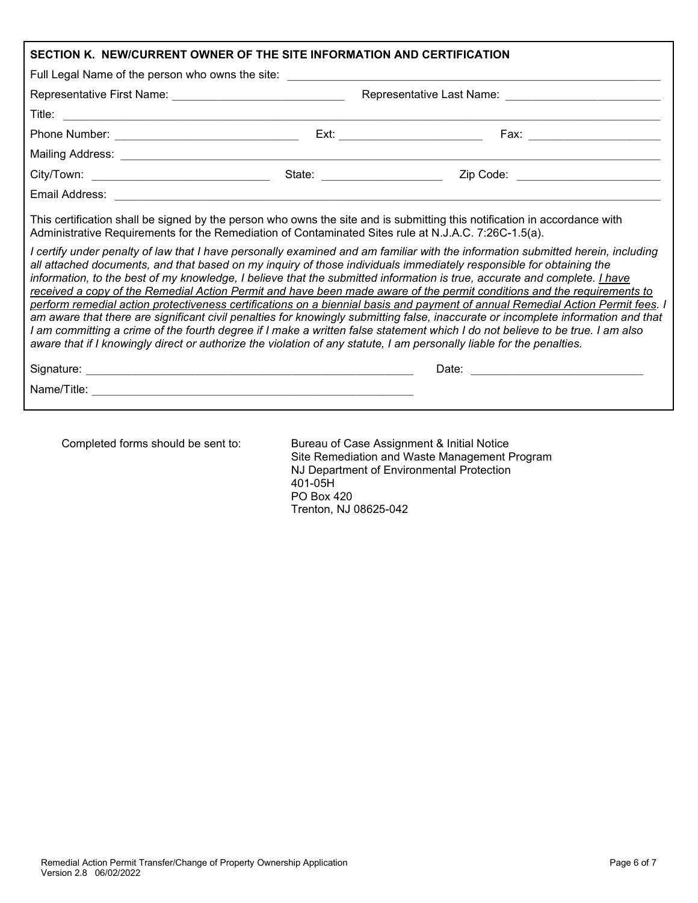## SECTION K. NEW/CURRENT OWNER OF THE SITE INFORMATION AND CERTIFICATION

Full Legal Name of the person who owns the site: ______________________________

Representative First Name: ____________________ Representative Last Name: ____________________

Title: ______________________________

Phone Number: ____________________ Ext: ____________________ Fax: ____________________

Mailing Address: ______________________________

City/Town: ____________________ State: ____________________ Zip Code: ____________________

Email Address: ______________________________

This certification shall be signed by the person who owns the site and is submitting this notification in accordance with Administrative Requirements for the Remediation of Contaminated Sites rule at N.J.A.C. 7:26C-1.5(a).

*I certify under penalty of law that I have personally examined and am familiar with the information submitted herein, including all attached documents, and that based on my inquiry of those individuals immediately responsible for obtaining the information, to the best of my knowledge, I believe that the submitted information is true, accurate and complete. <u>I have received a copy of the Remedial Action Permit and have been made aware of the permit conditions and the requirements to perform remedial action protectiveness certifications on a biennial basis and payment of annual Remedial Action Permit fees</u>. I am aware that there are significant civil penalties for knowingly submitting false, inaccurate or incomplete information and that I am committing a crime of the fourth degree if I make a written false statement which I do not believe to be true. I am also aware that if I knowingly direct or authorize the violation of any statute, I am personally liable for the penalties.*

Signature: ______________________________ Date: ____________________

Name/Title: ______________________________

Completed forms should be sent to:

Bureau of Case Assignment & Initial Notice
Site Remediation and Waste Management Program
NJ Department of Environmental Protection
401-05H
PO Box 420
Trenton, NJ 08625-042

Remedial Action Permit Transfer/Change of Property Ownership Application
Version 2.8 06/02/2022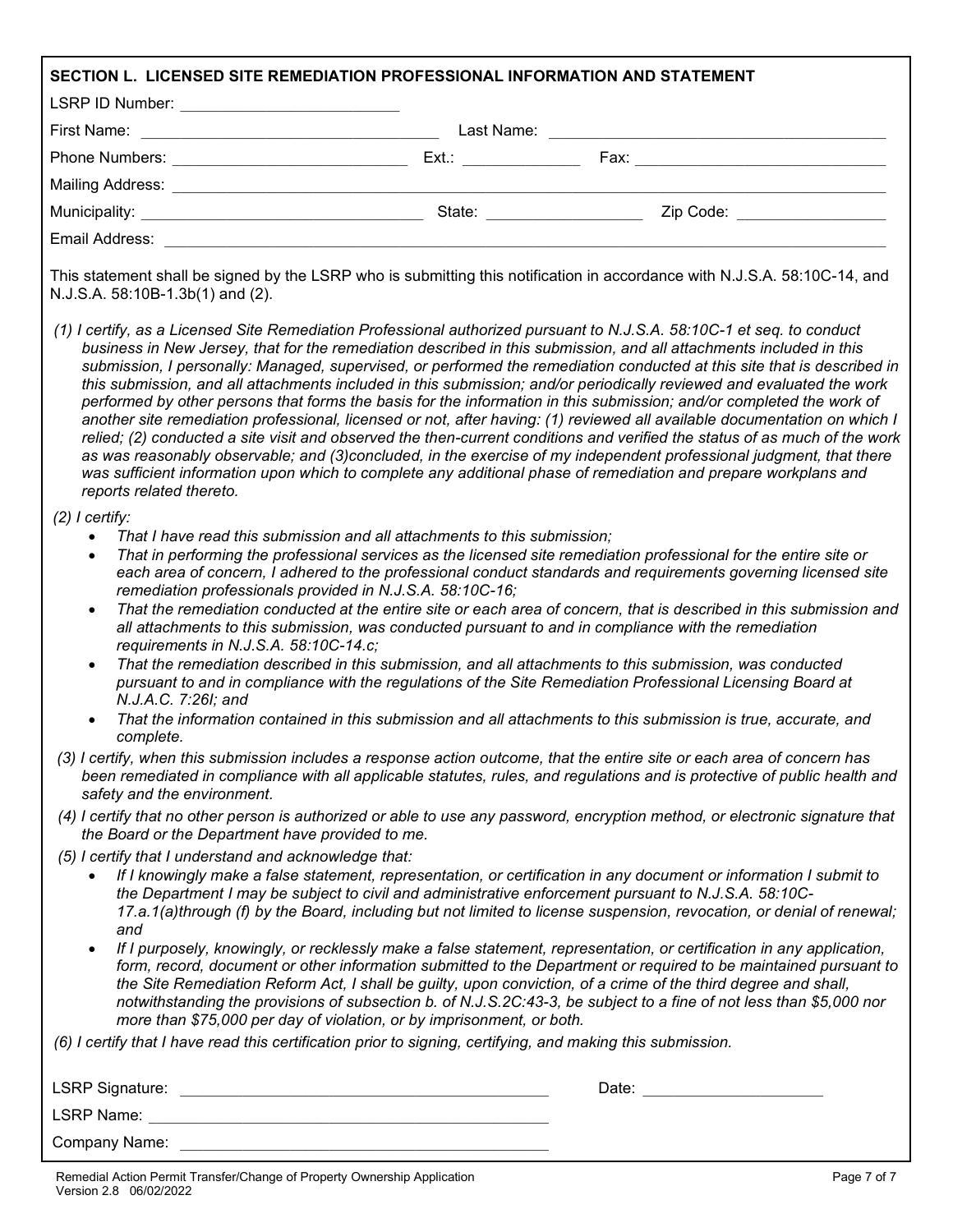## SECTION L. LICENSED SITE REMEDIATION PROFESSIONAL INFORMATION AND STATEMENT

LSRP ID Number: ________________________

First Name: ________________________ Last Name: ________________________

Phone Numbers: ________________________ Ext.: ____________ Fax: ________________________

Mailing Address: ________________________________________________

Municipality: ________________________ State: ________________ Zip Code: ________________

Email Address: ________________________________________________

This statement shall be signed by the LSRP who is submitting this notification in accordance with N.J.S.A. 58:10C-14, and N.J.S.A. 58:10B-1.3b(1) and (2).

*(1) I certify, as a Licensed Site Remediation Professional authorized pursuant to N.J.S.A. 58:10C-1 et seq. to conduct business in New Jersey, that for the remediation described in this submission, and all attachments included in this submission, I personally: Managed, supervised, or performed the remediation conducted at this site that is described in this submission, and all attachments included in this submission; and/or periodically reviewed and evaluated the work performed by other persons that forms the basis for the information in this submission; and/or completed the work of another site remediation professional, licensed or not, after having: (1) reviewed all available documentation on which I relied; (2) conducted a site visit and observed the then-current conditions and verified the status of as much of the work as was reasonably observable; and (3)concluded, in the exercise of my independent professional judgment, that there was sufficient information upon which to complete any additional phase of remediation and prepare workplans and reports related thereto.*

*(2) I certify:*

- *That I have read this submission and all attachments to this submission;*
- *That in performing the professional services as the licensed site remediation professional for the entire site or each area of concern, I adhered to the professional conduct standards and requirements governing licensed site remediation professionals provided in N.J.S.A. 58:10C-16;*
- *That the remediation conducted at the entire site or each area of concern, that is described in this submission and all attachments to this submission, was conducted pursuant to and in compliance with the remediation requirements in N.J.S.A. 58:10C-14.c;*
- *That the remediation described in this submission, and all attachments to this submission, was conducted pursuant to and in compliance with the regulations of the Site Remediation Professional Licensing Board at N.J.A.C. 7:26I; and*
- *That the information contained in this submission and all attachments to this submission is true, accurate, and complete.*

*(3) I certify, when this submission includes a response action outcome, that the entire site or each area of concern has been remediated in compliance with all applicable statutes, rules, and regulations and is protective of public health and safety and the environment.*

*(4) I certify that no other person is authorized or able to use any password, encryption method, or electronic signature that the Board or the Department have provided to me.*

*(5) I certify that I understand and acknowledge that:*

- *If I knowingly make a false statement, representation, or certification in any document or information I submit to the Department I may be subject to civil and administrative enforcement pursuant to N.J.S.A. 58:10C-17.a.1(a)through (f) by the Board, including but not limited to license suspension, revocation, or denial of renewal; and*
- *If I purposely, knowingly, or recklessly make a false statement, representation, or certification in any application, form, record, document or other information submitted to the Department or required to be maintained pursuant to the Site Remediation Reform Act, I shall be guilty, upon conviction, of a crime of the third degree and shall, notwithstanding the provisions of subsection b. of N.J.S.2C:43-3, be subject to a fine of not less than $5,000 nor more than $75,000 per day of violation, or by imprisonment, or both.*

*(6) I certify that I have read this certification prior to signing, certifying, and making this submission.*

LSRP Signature: ________________________________ Date: ________________

LSRP Name: ________________________________

Company Name: ________________________________

Remedial Action Permit Transfer/Change of Property Ownership Application
Version 2.8 06/02/2022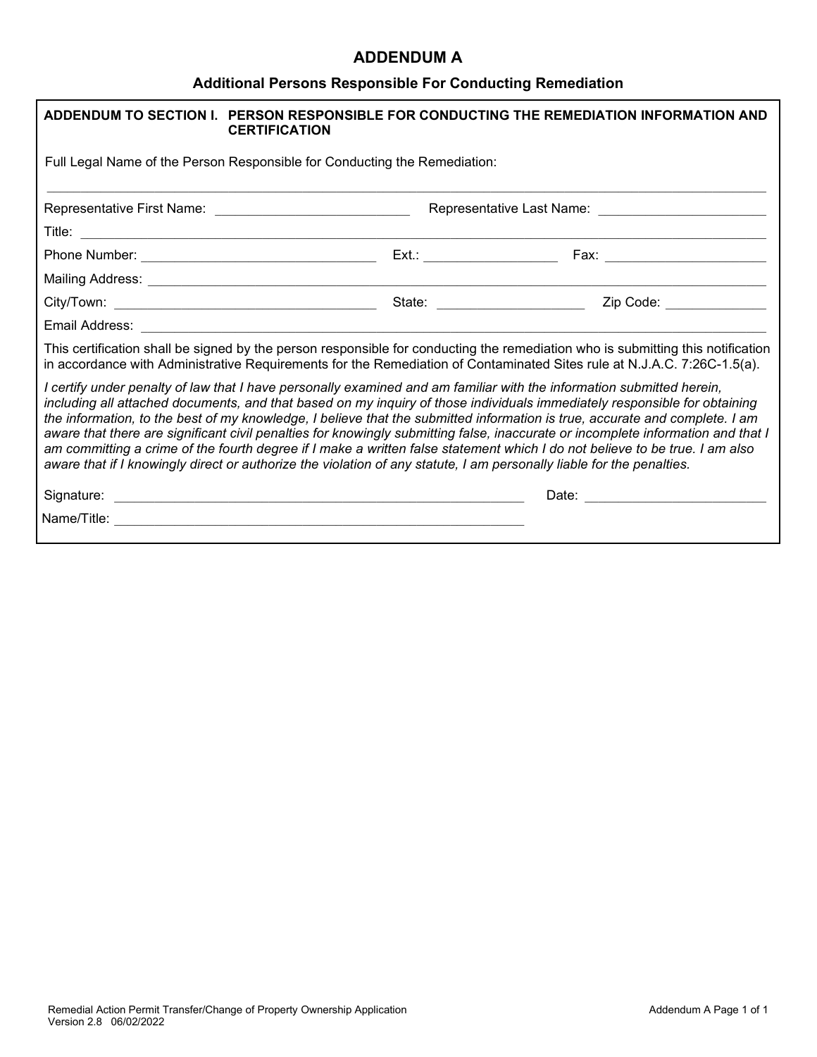# ADDENDUM A

## Additional Persons Responsible For Conducting Remediation

**ADDENDUM TO SECTION I. PERSON RESPONSIBLE FOR CONDUCTING THE REMEDIATION INFORMATION AND CERTIFICATION**

Full Legal Name of the Person Responsible for Conducting the Remediation:

______________________________________________________________________________

Representative First Name: ___________________________ Representative Last Name: ______________________

Title: ______________________________________________________________________________

Phone Number: _________________________________ Ext.: __________________ Fax: _____________________

Mailing Address: ______________________________________________________________________________

City/Town: _____________________________________ State: ____________________ Zip Code: ______________

Email Address: ______________________________________________________________________________

This certification shall be signed by the person responsible for conducting the remediation who is submitting this notification in accordance with Administrative Requirements for the Remediation of Contaminated Sites rule at N.J.A.C. 7:26C-1.5(a).

*I certify under penalty of law that I have personally examined and am familiar with the information submitted herein, including all attached documents, and that based on my inquiry of those individuals immediately responsible for obtaining the information, to the best of my knowledge, I believe that the submitted information is true, accurate and complete. I am aware that there are significant civil penalties for knowingly submitting false, inaccurate or incomplete information and that I am committing a crime of the fourth degree if I make a written false statement which I do not believe to be true. I am also aware that if I knowingly direct or authorize the violation of any statute, I am personally liable for the penalties.*

Signature: ___________________________________________________________ Date: ________________________

Name/Title: ___________________________________________________________

Remedial Action Permit Transfer/Change of Property Ownership Application
Version 2.8 06/02/2022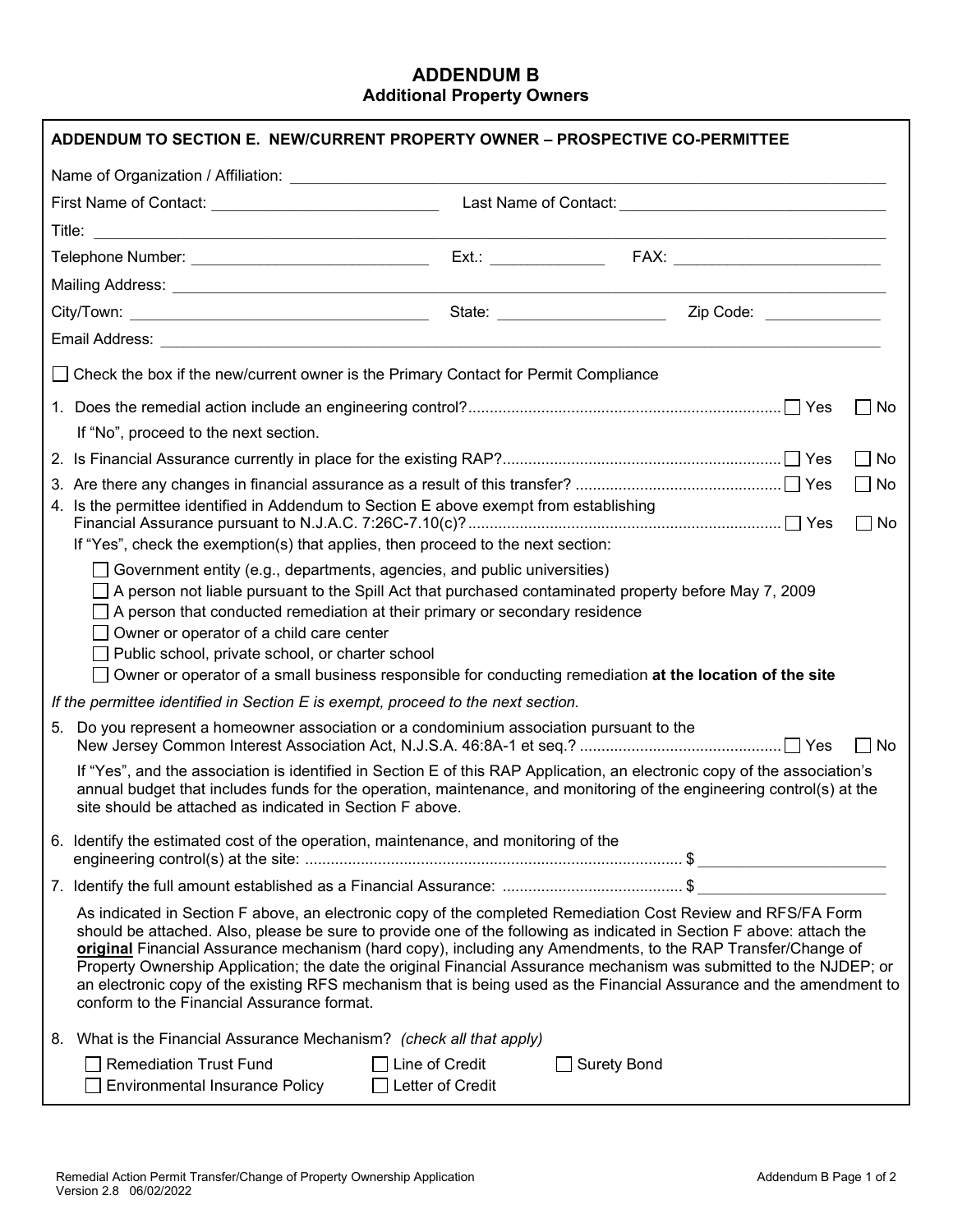# ADDENDUM B

## Additional Property Owners

**ADDENDUM TO SECTION E. NEW/CURRENT PROPERTY OWNER – PROSPECTIVE CO-PERMITTEE**

Name of Organization / Affiliation: ______________________

First Name of Contact: ______________________ Last Name of Contact: ______________________

Title: ______________________

Telephone Number: ______________________ Ext.: __________ FAX: ______________________

Mailing Address: ______________________

City/Town: ______________________ State: ______________ Zip Code: __________

Email Address: ______________________

☐ Check the box if the new/current owner is the Primary Contact for Permit Compliance

1. Does the remedial action include an engineering control? ☐ Yes ☐ No

   If "No", proceed to the next section.

2. Is Financial Assurance currently in place for the existing RAP? ☐ Yes ☐ No
3. Are there any changes in financial assurance as a result of this transfer? ☐ Yes ☐ No
4. Is the permittee identified in Addendum to Section E above exempt from establishing Financial Assurance pursuant to N.J.A.C. 7:26C-7.10(c)? ☐ Yes ☐ No

   If "Yes", check the exemption(s) that applies, then proceed to the next section:

   ☐ Government entity (e.g., departments, agencies, and public universities)
   ☐ A person not liable pursuant to the Spill Act that purchased contaminated property before May 7, 2009
   ☐ A person that conducted remediation at their primary or secondary residence
   ☐ Owner or operator of a child care center
   ☐ Public school, private school, or charter school
   ☐ Owner or operator of a small business responsible for conducting remediation **at the location of the site**

*If the permittee identified in Section E is exempt, proceed to the next section.*

5. Do you represent a homeowner association or a condominium association pursuant to the New Jersey Common Interest Association Act, N.J.S.A. 46:8A-1 et seq.? ☐ Yes ☐ No

   If "Yes", and the association is identified in Section E of this RAP Application, an electronic copy of the association's annual budget that includes funds for the operation, maintenance, and monitoring of the engineering control(s) at the site should be attached as indicated in Section F above.

6. Identify the estimated cost of the operation, maintenance, and monitoring of the engineering control(s) at the site: $ ______________________
7. Identify the full amount established as a Financial Assurance: $ ______________________

   As indicated in Section F above, an electronic copy of the completed Remediation Cost Review and RFS/FA Form should be attached. Also, please be sure to provide one of the following as indicated in Section F above: attach the **original** Financial Assurance mechanism (hard copy), including any Amendments, to the RAP Transfer/Change of Property Ownership Application; the date the original Financial Assurance mechanism was submitted to the NJDEP; or an electronic copy of the existing RFS mechanism that is being used as the Financial Assurance and the amendment to conform to the Financial Assurance format.

8. What is the Financial Assurance Mechanism? *(check all that apply)*

   ☐ Remediation Trust Fund ☐ Line of Credit ☐ Surety Bond
   ☐ Environmental Insurance Policy ☐ Letter of Credit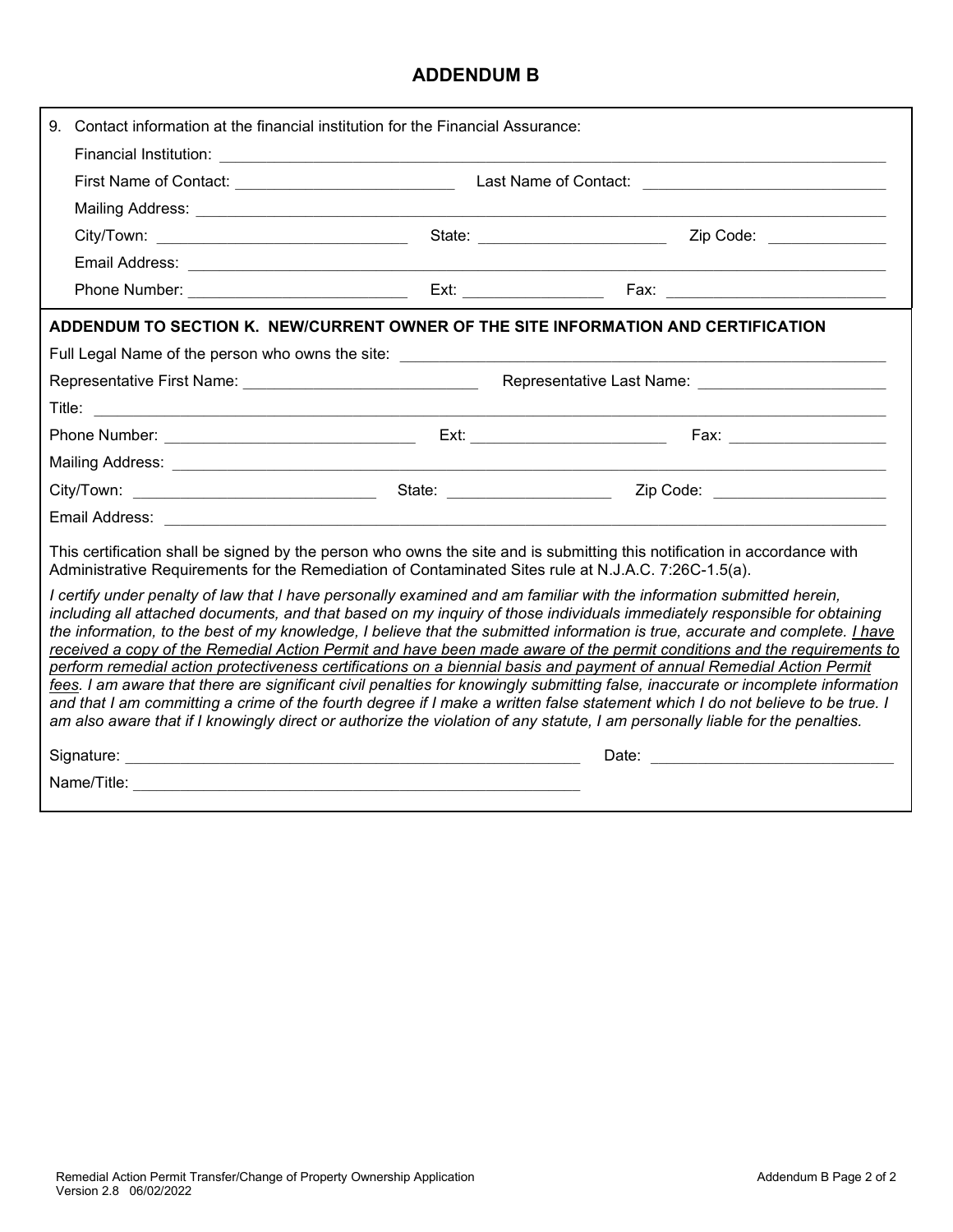# ADDENDUM B

9. Contact information at the financial institution for the Financial Assurance:

   Financial Institution: ______________________________

   First Name of Contact: ______________________________ Last Name of Contact: ______________________________

   Mailing Address: ______________________________

   City/Town: ______________________________ State: ______________________________ Zip Code: ______________________________

   Email Address: ______________________________

   Phone Number: ______________________________ Ext: ______________________________ Fax: ______________________________

**ADDENDUM TO SECTION K. NEW/CURRENT OWNER OF THE SITE INFORMATION AND CERTIFICATION**

Full Legal Name of the person who owns the site: ______________________________

Representative First Name: ______________________________ Representative Last Name: ______________________________

Title: ______________________________

Phone Number: ______________________________ Ext: ______________________________ Fax: ______________________________

Mailing Address: ______________________________

City/Town: ______________________________ State: ______________________________ Zip Code: ______________________________

Email Address: ______________________________

This certification shall be signed by the person who owns the site and is submitting this notification in accordance with Administrative Requirements for the Remediation of Contaminated Sites rule at N.J.A.C. 7:26C-1.5(a).

*I certify under penalty of law that I have personally examined and am familiar with the information submitted herein, including all attached documents, and that based on my inquiry of those individuals immediately responsible for obtaining the information, to the best of my knowledge, I believe that the submitted information is true, accurate and complete. <u>I have received a copy of the Remedial Action Permit and have been made aware of the permit conditions and the requirements to perform remedial action protectiveness certifications on a biennial basis and payment of annual Remedial Action Permit fees</u>. I am aware that there are significant civil penalties for knowingly submitting false, inaccurate or incomplete information and that I am committing a crime of the fourth degree if I make a written false statement which I do not believe to be true. I am also aware that if I knowingly direct or authorize the violation of any statute, I am personally liable for the penalties.*

Signature: ______________________________ Date: ______________________________

Name/Title: ______________________________